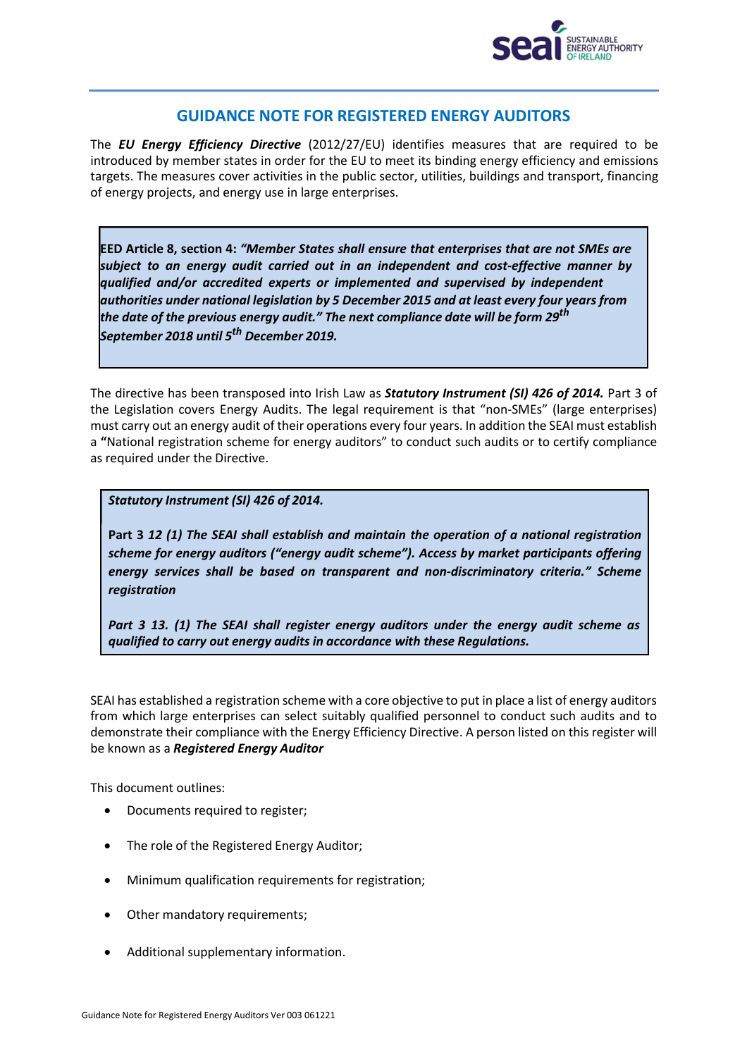## GUIDANCE NOTE FOR REGISTERED ENERGY AUDITORS

The ***EU Energy Efficiency Directive*** (2012/27/EU) identifies measures that are required to be introduced by member states in order for the EU to meet its binding energy efficiency and emissions targets. The measures cover activities in the public sector, utilities, buildings and transport, financing of energy projects, and energy use in large enterprises.

> **EED Article 8, section 4:** ***"Member States shall ensure that enterprises that are not SMEs are subject to an energy audit carried out in an independent and cost-effective manner by qualified and/or accredited experts or implemented and supervised by independent authorities under national legislation by 5 December 2015 and at least every four years from the date of the previous energy audit." The next compliance date will be form 29th September 2018 until 5th December 2019.***

The directive has been transposed into Irish Law as ***Statutory Instrument (SI) 426 of 2014.*** Part 3 of the Legislation covers Energy Audits. The legal requirement is that "non-SMEs" (large enterprises) must carry out an energy audit of their operations every four years. In addition the SEAI must establish a **"**National registration scheme for energy auditors" to conduct such audits or to certify compliance as required under the Directive.

> ***Statutory Instrument (SI) 426 of 2014.***
>
> **Part 3** ***12 (1) The SEAI shall establish and maintain the operation of a national registration scheme for energy auditors ("energy audit scheme"). Access by market participants offering energy services shall be based on transparent and non-discriminatory criteria." Scheme registration***
>
> ***Part 3 13. (1) The SEAI shall register energy auditors under the energy audit scheme as qualified to carry out energy audits in accordance with these Regulations.***

SEAI has established a registration scheme with a core objective to put in place a list of energy auditors from which large enterprises can select suitably qualified personnel to conduct such audits and to demonstrate their compliance with the Energy Efficiency Directive. A person listed on this register will be known as a ***Registered Energy Auditor***

This document outlines:

- Documents required to register;
- The role of the Registered Energy Auditor;
- Minimum qualification requirements for registration;
- Other mandatory requirements;
- Additional supplementary information.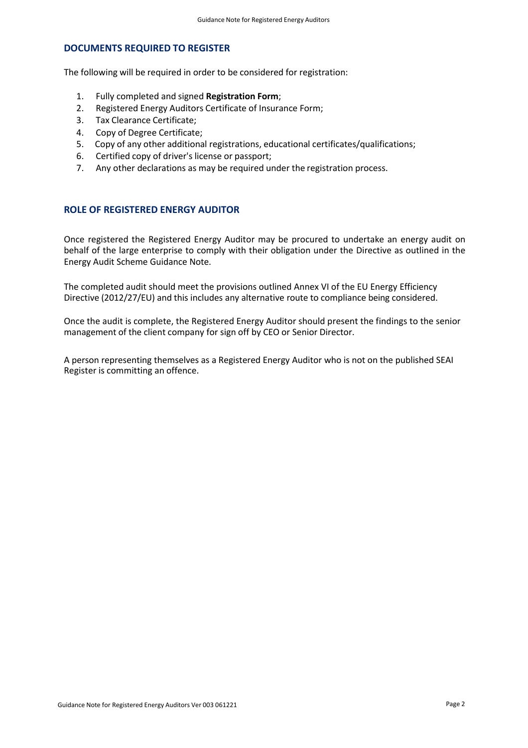## DOCUMENTS REQUIRED TO REGISTER

The following will be required in order to be considered for registration:

1. Fully completed and signed **Registration Form**;
2. Registered Energy Auditors Certificate of Insurance Form;
3. Tax Clearance Certificate;
4. Copy of Degree Certificate;
5. Copy of any other additional registrations, educational certificates/qualifications;
6. Certified copy of driver's license or passport;
7. Any other declarations as may be required under the registration process.

## ROLE OF REGISTERED ENERGY AUDITOR

Once registered the Registered Energy Auditor may be procured to undertake an energy audit on behalf of the large enterprise to comply with their obligation under the Directive as outlined in the Energy Audit Scheme Guidance Note.

The completed audit should meet the provisions outlined Annex VI of the EU Energy Efficiency Directive (2012/27/EU) and this includes any alternative route to compliance being considered.

Once the audit is complete, the Registered Energy Auditor should present the findings to the senior management of the client company for sign off by CEO or Senior Director.

A person representing themselves as a Registered Energy Auditor who is not on the published SEAI Register is committing an offence.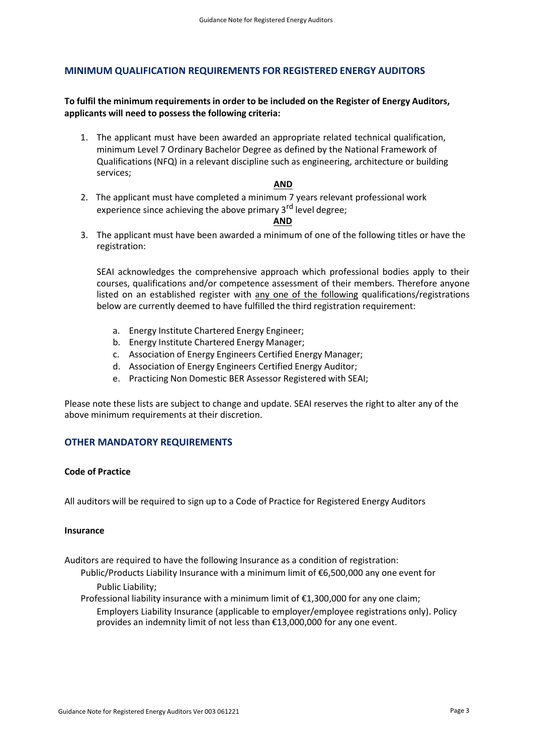## MINIMUM QUALIFICATION REQUIREMENTS FOR REGISTERED ENERGY AUDITORS

**To fulfil the minimum requirements in order to be included on the Register of Energy Auditors, applicants will need to possess the following criteria:**

1. The applicant must have been awarded an appropriate related technical qualification, minimum Level 7 Ordinary Bachelor Degree as defined by the National Framework of Qualifications (NFQ) in a relevant discipline such as engineering, architecture or building services;

   **AND**

2. The applicant must have completed a minimum 7 years relevant professional work experience since achieving the above primary 3rd level degree;

   **AND**

3. The applicant must have been awarded a minimum of one of the following titles or have the registration:

   SEAI acknowledges the comprehensive approach which professional bodies apply to their courses, qualifications and/or competence assessment of their members. Therefore anyone listed on an established register with any one of the following qualifications/registrations below are currently deemed to have fulfilled the third registration requirement:

   a. Energy Institute Chartered Energy Engineer;
   b. Energy Institute Chartered Energy Manager;
   c. Association of Energy Engineers Certified Energy Manager;
   d. Association of Energy Engineers Certified Energy Auditor;
   e. Practicing Non Domestic BER Assessor Registered with SEAI;

Please note these lists are subject to change and update. SEAI reserves the right to alter any of the above minimum requirements at their discretion.

## OTHER MANDATORY REQUIREMENTS

### Code of Practice

All auditors will be required to sign up to a Code of Practice for Registered Energy Auditors

### Insurance

Auditors are required to have the following Insurance as a condition of registration:

- Public/Products Liability Insurance with a minimum limit of €6,500,000 any one event for Public Liability;
- Professional liability insurance with a minimum limit of €1,300,000 for any one claim;
- Employers Liability Insurance (applicable to employer/employee registrations only). Policy provides an indemnity limit of not less than €13,000,000 for any one event.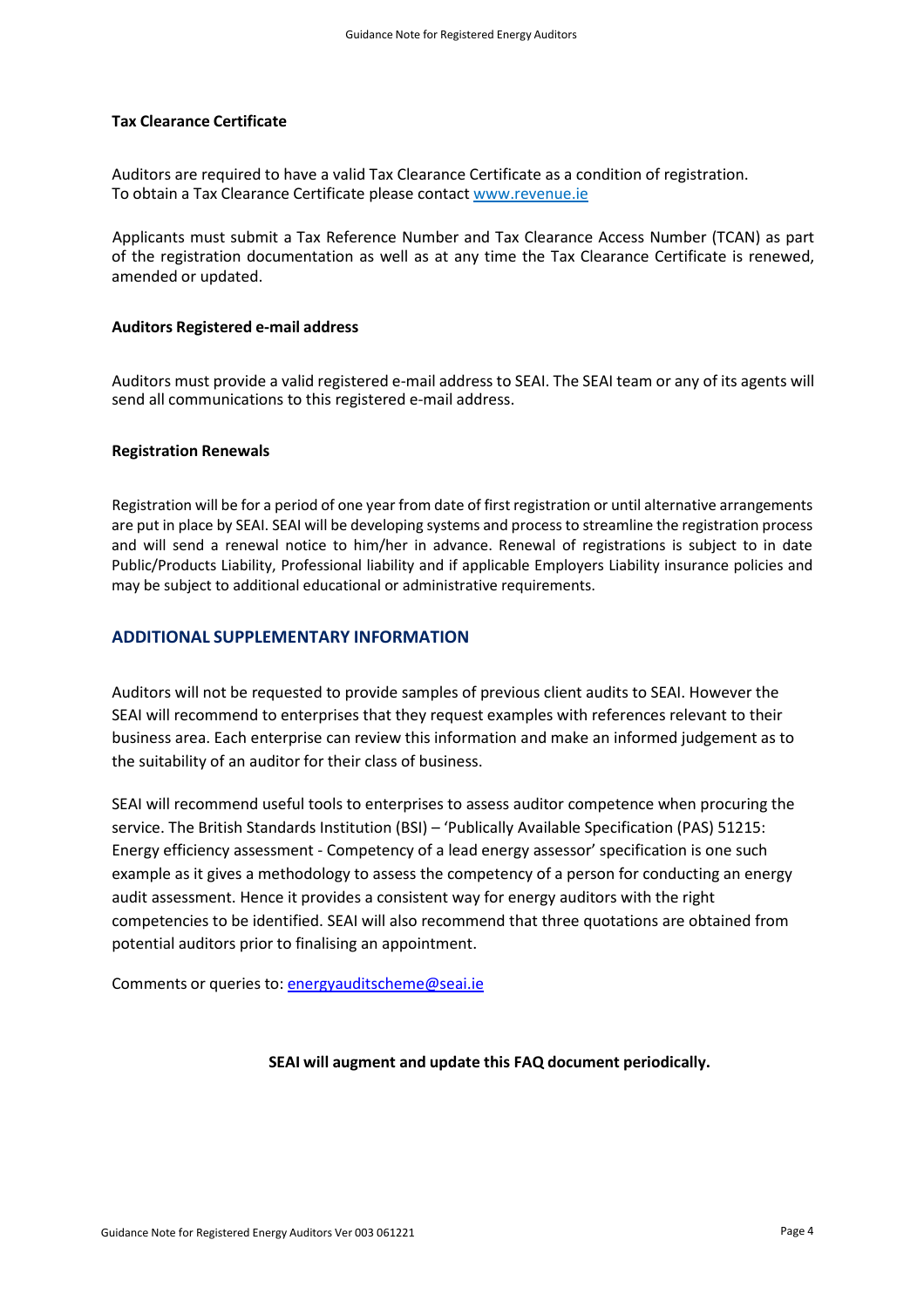**Tax Clearance Certificate**

Auditors are required to have a valid Tax Clearance Certificate as a condition of registration. To obtain a Tax Clearance Certificate please contact www.revenue.ie

Applicants must submit a Tax Reference Number and Tax Clearance Access Number (TCAN) as part of the registration documentation as well as at any time the Tax Clearance Certificate is renewed, amended or updated.

**Auditors Registered e-mail address**

Auditors must provide a valid registered e-mail address to SEAI. The SEAI team or any of its agents will send all communications to this registered e-mail address.

**Registration Renewals**

Registration will be for a period of one year from date of first registration or until alternative arrangements are put in place by SEAI. SEAI will be developing systems and process to streamline the registration process and will send a renewal notice to him/her in advance. Renewal of registrations is subject to in date Public/Products Liability, Professional liability and if applicable Employers Liability insurance policies and may be subject to additional educational or administrative requirements.

## ADDITIONAL SUPPLEMENTARY INFORMATION

Auditors will not be requested to provide samples of previous client audits to SEAI. However the SEAI will recommend to enterprises that they request examples with references relevant to their business area. Each enterprise can review this information and make an informed judgement as to the suitability of an auditor for their class of business.

SEAI will recommend useful tools to enterprises to assess auditor competence when procuring the service. The British Standards Institution (BSI) – 'Publically Available Specification (PAS) 51215: Energy efficiency assessment - Competency of a lead energy assessor' specification is one such example as it gives a methodology to assess the competency of a person for conducting an energy audit assessment. Hence it provides a consistent way for energy auditors with the right competencies to be identified. SEAI will also recommend that three quotations are obtained from potential auditors prior to finalising an appointment.

Comments or queries to: energyauditscheme@seai.ie

**SEAI will augment and update this FAQ document periodically.**